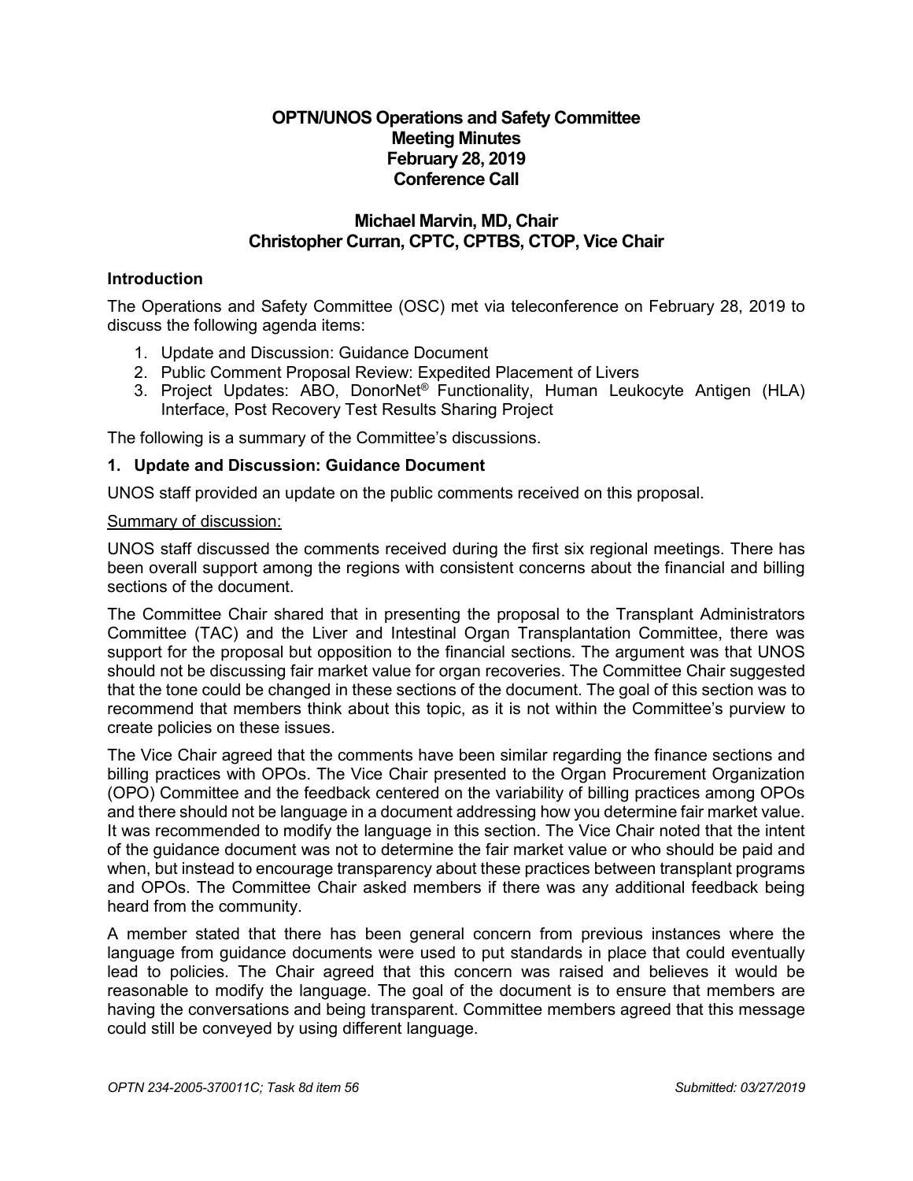# OPTN/UNOS Operations and Safety Committee
## Meeting Minutes
## February 28, 2019
## Conference Call

## Michael Marvin, MD, Chair
## Christopher Curran, CPTC, CPTBS, CTOP, Vice Chair

### Introduction

The Operations and Safety Committee (OSC) met via teleconference on February 28, 2019 to discuss the following agenda items:

1. Update and Discussion: Guidance Document
2. Public Comment Proposal Review: Expedited Placement of Livers
3. Project Updates: ABO, DonorNet® Functionality, Human Leukocyte Antigen (HLA) Interface, Post Recovery Test Results Sharing Project

The following is a summary of the Committee's discussions.

### 1. Update and Discussion: Guidance Document

UNOS staff provided an update on the public comments received on this proposal.

Summary of discussion:

UNOS staff discussed the comments received during the first six regional meetings. There has been overall support among the regions with consistent concerns about the financial and billing sections of the document.

The Committee Chair shared that in presenting the proposal to the Transplant Administrators Committee (TAC) and the Liver and Intestinal Organ Transplantation Committee, there was support for the proposal but opposition to the financial sections. The argument was that UNOS should not be discussing fair market value for organ recoveries. The Committee Chair suggested that the tone could be changed in these sections of the document. The goal of this section was to recommend that members think about this topic, as it is not within the Committee's purview to create policies on these issues.

The Vice Chair agreed that the comments have been similar regarding the finance sections and billing practices with OPOs. The Vice Chair presented to the Organ Procurement Organization (OPO) Committee and the feedback centered on the variability of billing practices among OPOs and there should not be language in a document addressing how you determine fair market value. It was recommended to modify the language in this section. The Vice Chair noted that the intent of the guidance document was not to determine the fair market value or who should be paid and when, but instead to encourage transparency about these practices between transplant programs and OPOs. The Committee Chair asked members if there was any additional feedback being heard from the community.

A member stated that there has been general concern from previous instances where the language from guidance documents were used to put standards in place that could eventually lead to policies. The Chair agreed that this concern was raised and believes it would be reasonable to modify the language. The goal of the document is to ensure that members are having the conversations and being transparent. Committee members agreed that this message could still be conveyed by using different language.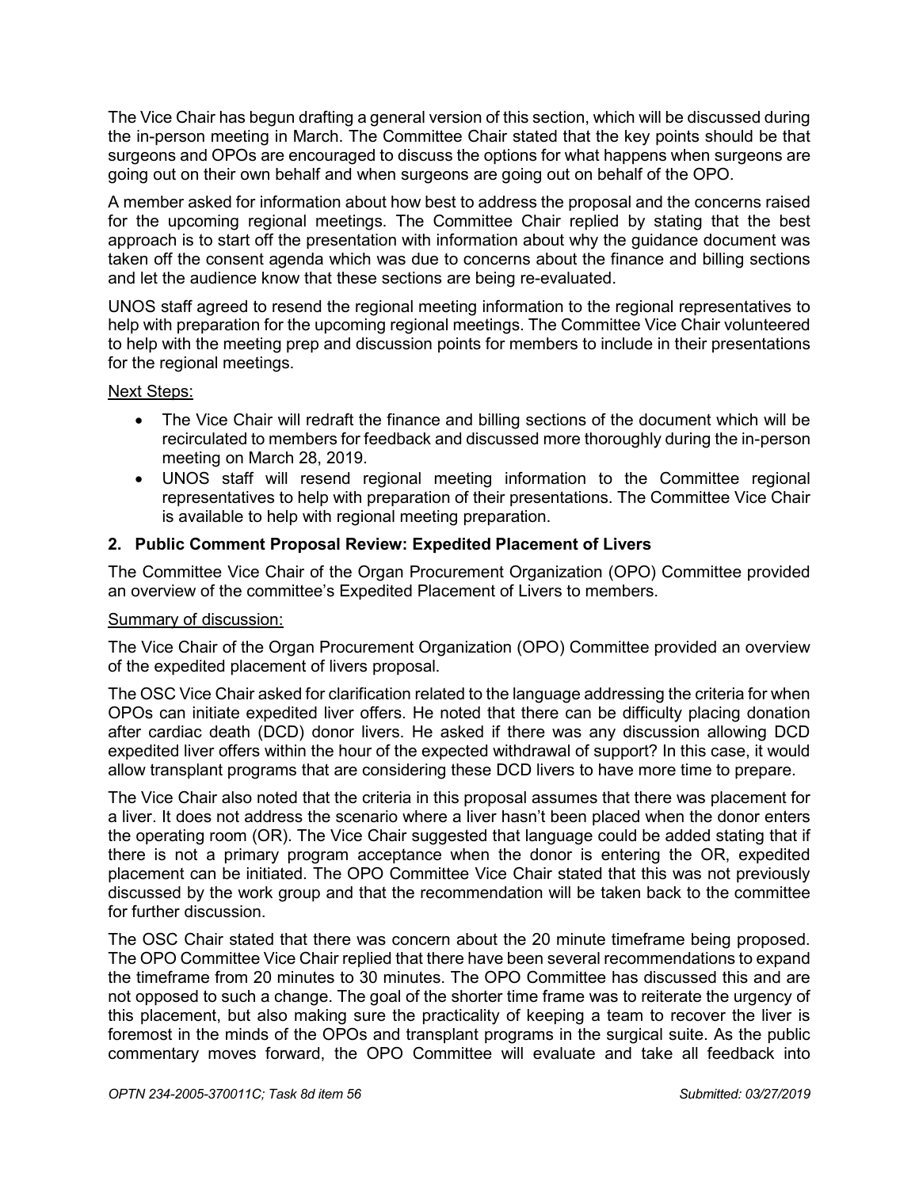The Vice Chair has begun drafting a general version of this section, which will be discussed during the in-person meeting in March. The Committee Chair stated that the key points should be that surgeons and OPOs are encouraged to discuss the options for what happens when surgeons are going out on their own behalf and when surgeons are going out on behalf of the OPO.

A member asked for information about how best to address the proposal and the concerns raised for the upcoming regional meetings. The Committee Chair replied by stating that the best approach is to start off the presentation with information about why the guidance document was taken off the consent agenda which was due to concerns about the finance and billing sections and let the audience know that these sections are being re-evaluated.

UNOS staff agreed to resend the regional meeting information to the regional representatives to help with preparation for the upcoming regional meetings. The Committee Vice Chair volunteered to help with the meeting prep and discussion points for members to include in their presentations for the regional meetings.

Next Steps:

- The Vice Chair will redraft the finance and billing sections of the document which will be recirculated to members for feedback and discussed more thoroughly during the in-person meeting on March 28, 2019.
- UNOS staff will resend regional meeting information to the Committee regional representatives to help with preparation of their presentations. The Committee Vice Chair is available to help with regional meeting preparation.

**2. Public Comment Proposal Review: Expedited Placement of Livers**

The Committee Vice Chair of the Organ Procurement Organization (OPO) Committee provided an overview of the committee's Expedited Placement of Livers to members.

Summary of discussion:

The Vice Chair of the Organ Procurement Organization (OPO) Committee provided an overview of the expedited placement of livers proposal.

The OSC Vice Chair asked for clarification related to the language addressing the criteria for when OPOs can initiate expedited liver offers. He noted that there can be difficulty placing donation after cardiac death (DCD) donor livers. He asked if there was any discussion allowing DCD expedited liver offers within the hour of the expected withdrawal of support? In this case, it would allow transplant programs that are considering these DCD livers to have more time to prepare.

The Vice Chair also noted that the criteria in this proposal assumes that there was placement for a liver. It does not address the scenario where a liver hasn't been placed when the donor enters the operating room (OR). The Vice Chair suggested that language could be added stating that if there is not a primary program acceptance when the donor is entering the OR, expedited placement can be initiated. The OPO Committee Vice Chair stated that this was not previously discussed by the work group and that the recommendation will be taken back to the committee for further discussion.

The OSC Chair stated that there was concern about the 20 minute timeframe being proposed. The OPO Committee Vice Chair replied that there have been several recommendations to expand the timeframe from 20 minutes to 30 minutes. The OPO Committee has discussed this and are not opposed to such a change. The goal of the shorter time frame was to reiterate the urgency of this placement, but also making sure the practicality of keeping a team to recover the liver is foremost in the minds of the OPOs and transplant programs in the surgical suite. As the public commentary moves forward, the OPO Committee will evaluate and take all feedback into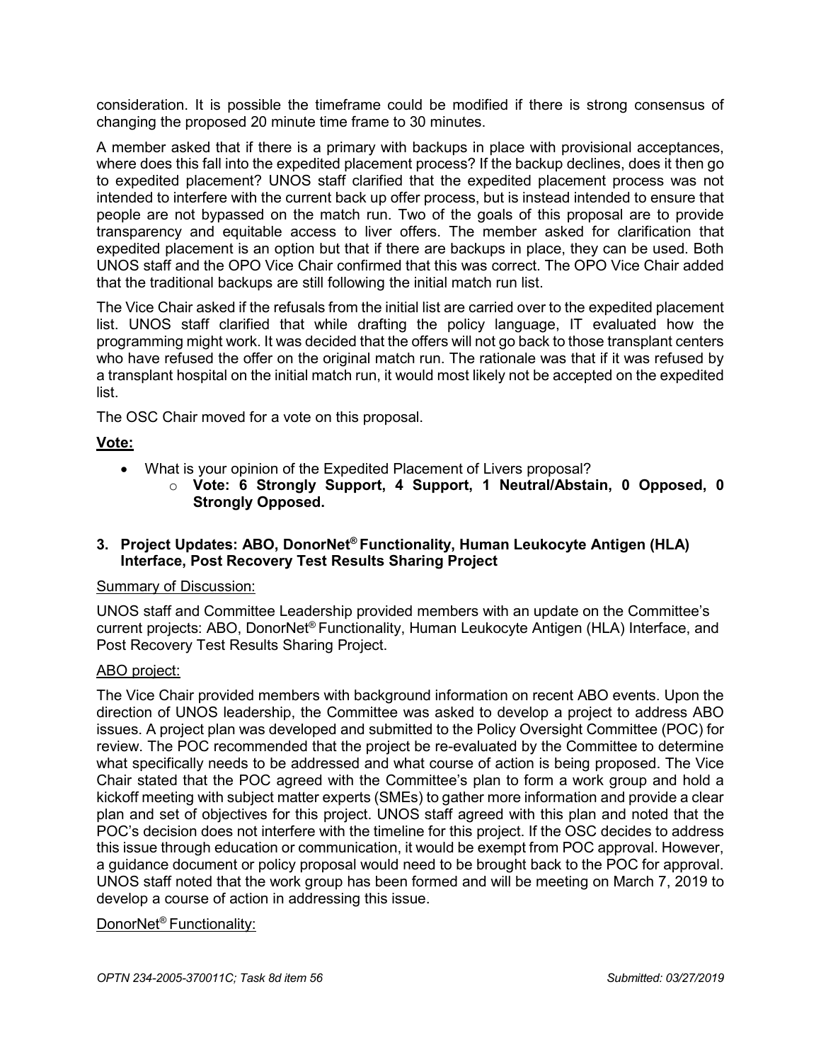consideration. It is possible the timeframe could be modified if there is strong consensus of changing the proposed 20 minute time frame to 30 minutes.

A member asked that if there is a primary with backups in place with provisional acceptances, where does this fall into the expedited placement process? If the backup declines, does it then go to expedited placement? UNOS staff clarified that the expedited placement process was not intended to interfere with the current back up offer process, but is instead intended to ensure that people are not bypassed on the match run. Two of the goals of this proposal are to provide transparency and equitable access to liver offers. The member asked for clarification that expedited placement is an option but that if there are backups in place, they can be used. Both UNOS staff and the OPO Vice Chair confirmed that this was correct. The OPO Vice Chair added that the traditional backups are still following the initial match run list.

The Vice Chair asked if the refusals from the initial list are carried over to the expedited placement list. UNOS staff clarified that while drafting the policy language, IT evaluated how the programming might work. It was decided that the offers will not go back to those transplant centers who have refused the offer on the original match run. The rationale was that if it was refused by a transplant hospital on the initial match run, it would most likely not be accepted on the expedited list.

The OSC Chair moved for a vote on this proposal.

**Vote:**

- What is your opinion of the Expedited Placement of Livers proposal?
  - **Vote: 6 Strongly Support, 4 Support, 1 Neutral/Abstain, 0 Opposed, 0 Strongly Opposed.**

### 3. Project Updates: ABO, DonorNet® Functionality, Human Leukocyte Antigen (HLA) Interface, Post Recovery Test Results Sharing Project

Summary of Discussion:

UNOS staff and Committee Leadership provided members with an update on the Committee's current projects: ABO, DonorNet® Functionality, Human Leukocyte Antigen (HLA) Interface, and Post Recovery Test Results Sharing Project.

ABO project:

The Vice Chair provided members with background information on recent ABO events. Upon the direction of UNOS leadership, the Committee was asked to develop a project to address ABO issues. A project plan was developed and submitted to the Policy Oversight Committee (POC) for review. The POC recommended that the project be re-evaluated by the Committee to determine what specifically needs to be addressed and what course of action is being proposed. The Vice Chair stated that the POC agreed with the Committee's plan to form a work group and hold a kickoff meeting with subject matter experts (SMEs) to gather more information and provide a clear plan and set of objectives for this project. UNOS staff agreed with this plan and noted that the POC's decision does not interfere with the timeline for this project. If the OSC decides to address this issue through education or communication, it would be exempt from POC approval. However, a guidance document or policy proposal would need to be brought back to the POC for approval. UNOS staff noted that the work group has been formed and will be meeting on March 7, 2019 to develop a course of action in addressing this issue.

DonorNet® Functionality: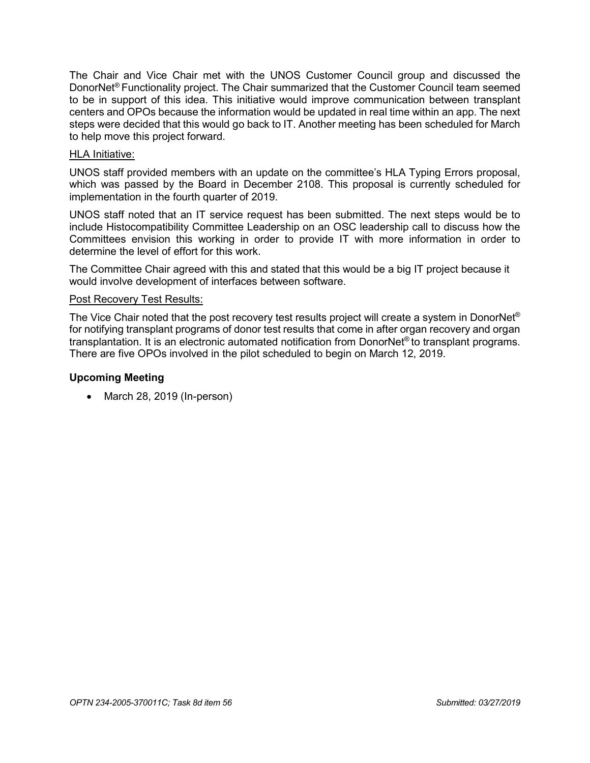The Chair and Vice Chair met with the UNOS Customer Council group and discussed the DonorNet® Functionality project. The Chair summarized that the Customer Council team seemed to be in support of this idea. This initiative would improve communication between transplant centers and OPOs because the information would be updated in real time within an app. The next steps were decided that this would go back to IT. Another meeting has been scheduled for March to help move this project forward.

<u>HLA Initiative:</u>

UNOS staff provided members with an update on the committee's HLA Typing Errors proposal, which was passed by the Board in December 2108. This proposal is currently scheduled for implementation in the fourth quarter of 2019.

UNOS staff noted that an IT service request has been submitted. The next steps would be to include Histocompatibility Committee Leadership on an OSC leadership call to discuss how the Committees envision this working in order to provide IT with more information in order to determine the level of effort for this work.

The Committee Chair agreed with this and stated that this would be a big IT project because it would involve development of interfaces between software.

<u>Post Recovery Test Results:</u>

The Vice Chair noted that the post recovery test results project will create a system in DonorNet® for notifying transplant programs of donor test results that come in after organ recovery and organ transplantation. It is an electronic automated notification from DonorNet® to transplant programs. There are five OPOs involved in the pilot scheduled to begin on March 12, 2019.

### Upcoming Meeting

- March 28, 2019 (In-person)